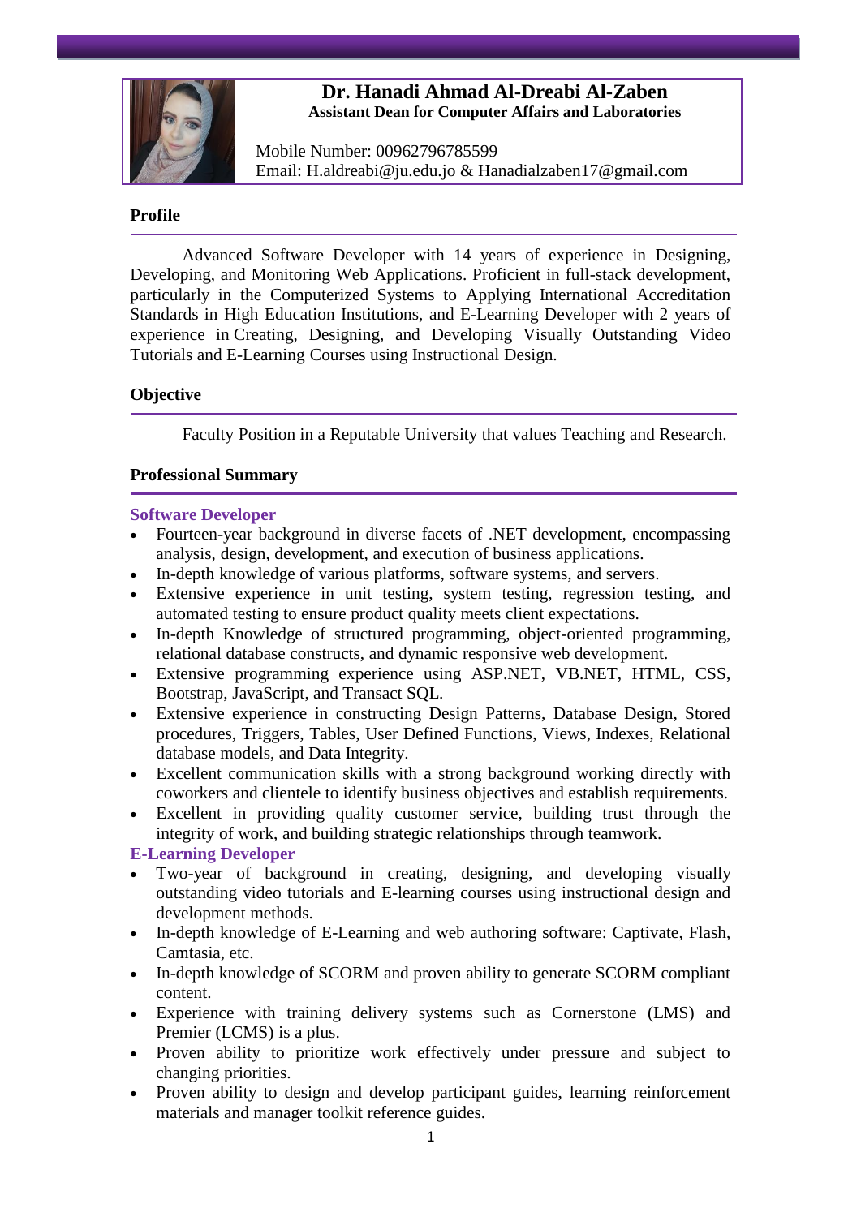# Dr. Hanadi Ahmad Al-Dreabi Al-Zaben

**Assistant Dean for Computer Affairs and Laboratories**

Mobile Number: 00962796785599
Email: H.aldreabi@ju.edu.jo & Hanadialzaben17@gmail.com

## Profile

Advanced Software Developer with 14 years of experience in Designing, Developing, and Monitoring Web Applications. Proficient in full-stack development, particularly in the Computerized Systems to Applying International Accreditation Standards in High Education Institutions, and E-Learning Developer with 2 years of experience in Creating, Designing, and Developing Visually Outstanding Video Tutorials and E-Learning Courses using Instructional Design.

## Objective

Faculty Position in a Reputable University that values Teaching and Research.

## Professional Summary

### Software Developer

- Fourteen-year background in diverse facets of .NET development, encompassing analysis, design, development, and execution of business applications.
- In-depth knowledge of various platforms, software systems, and servers.
- Extensive experience in unit testing, system testing, regression testing, and automated testing to ensure product quality meets client expectations.
- In-depth Knowledge of structured programming, object-oriented programming, relational database constructs, and dynamic responsive web development.
- Extensive programming experience using ASP.NET, VB.NET, HTML, CSS, Bootstrap, JavaScript, and Transact SQL.
- Extensive experience in constructing Design Patterns, Database Design, Stored procedures, Triggers, Tables, User Defined Functions, Views, Indexes, Relational database models, and Data Integrity.
- Excellent communication skills with a strong background working directly with coworkers and clientele to identify business objectives and establish requirements.
- Excellent in providing quality customer service, building trust through the integrity of work, and building strategic relationships through teamwork.

### E-Learning Developer

- Two-year of background in creating, designing, and developing visually outstanding video tutorials and E-learning courses using instructional design and development methods.
- In-depth knowledge of E-Learning and web authoring software: Captivate, Flash, Camtasia, etc.
- In-depth knowledge of SCORM and proven ability to generate SCORM compliant content.
- Experience with training delivery systems such as Cornerstone (LMS) and Premier (LCMS) is a plus.
- Proven ability to prioritize work effectively under pressure and subject to changing priorities.
- Proven ability to design and develop participant guides, learning reinforcement materials and manager toolkit reference guides.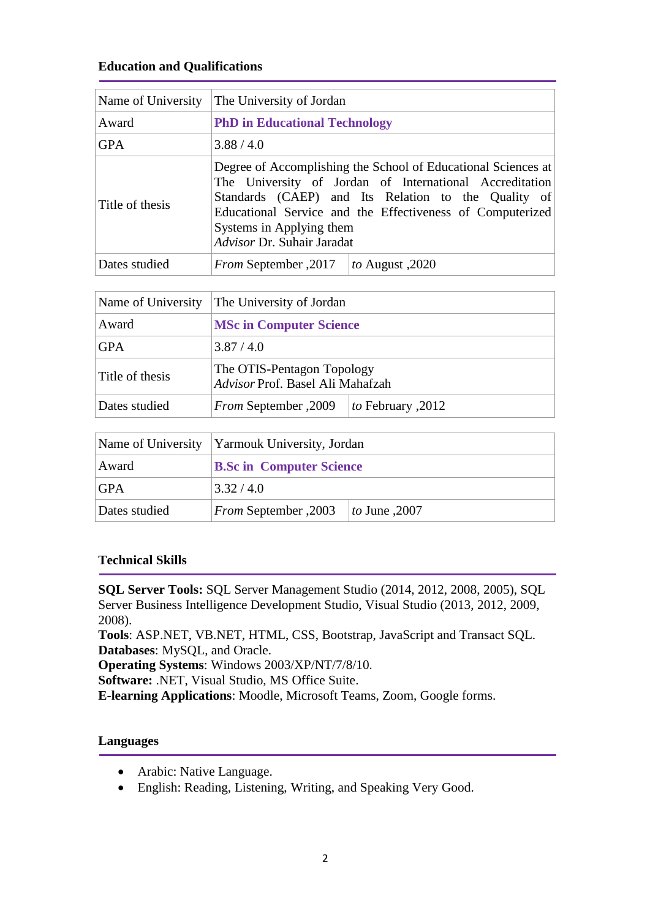## Education and Qualifications

| Name of University | The University of Jordan | |
|---|---|---|
| Award | **PhD in Educational Technology** | |
| GPA | 3.88 / 4.0 | |
| Title of thesis | Degree of Accomplishing the School of Educational Sciences at The University of Jordan of International Accreditation Standards (CAEP) and Its Relation to the Quality of Educational Service and the Effectiveness of Computerized Systems in Applying them<br>*Advisor* Dr. Suhair Jaradat | |
| Dates studied | *From* September ,2017 | *to* August ,2020 |

| Name of University | The University of Jordan | |
|---|---|---|
| Award | **MSc in Computer Science** | |
| GPA | 3.87 / 4.0 | |
| Title of thesis | The OTIS-Pentagon Topology<br>*Advisor* Prof. Basel Ali Mahafzah | |
| Dates studied | *From* September ,2009 | *to* February ,2012 |

| Name of University | Yarmouk University, Jordan | |
|---|---|---|
| Award | **B.Sc in Computer Science** | |
| GPA | 3.32 / 4.0 | |
| Dates studied | *From* September ,2003 | *to* June ,2007 |

## Technical Skills

**SQL Server Tools:** SQL Server Management Studio (2014, 2012, 2008, 2005), SQL Server Business Intelligence Development Studio, Visual Studio (2013, 2012, 2009, 2008).
**Tools**: ASP.NET, VB.NET, HTML, CSS, Bootstrap, JavaScript and Transact SQL.
**Databases**: MySQL, and Oracle.
**Operating Systems**: Windows 2003/XP/NT/7/8/10.
**Software:** .NET, Visual Studio, MS Office Suite.
**E-learning Applications**: Moodle, Microsoft Teams, Zoom, Google forms.

## Languages

- Arabic: Native Language.
- English: Reading, Listening, Writing, and Speaking Very Good.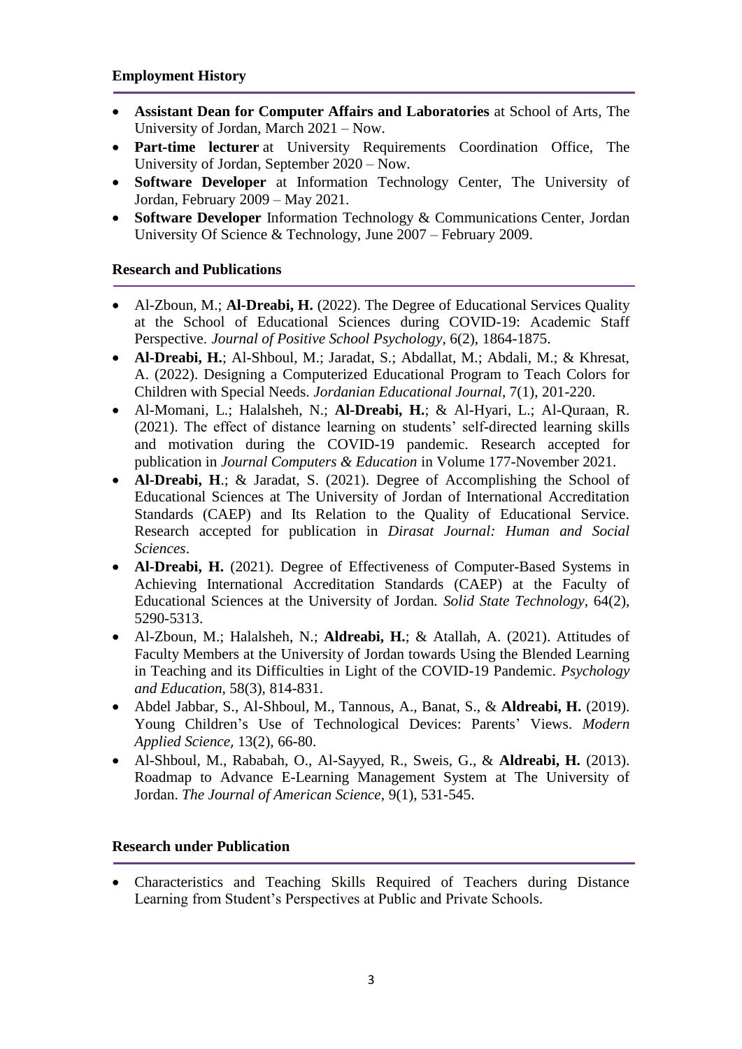### Employment History

- **Assistant Dean for Computer Affairs and Laboratories** at School of Arts, The University of Jordan, March 2021 – Now.
- **Part-time lecturer** at University Requirements Coordination Office, The University of Jordan, September 2020 – Now.
- **Software Developer** at Information Technology Center, The University of Jordan, February 2009 – May 2021.
- **Software Developer** Information Technology & Communications Center, Jordan University Of Science & Technology, June 2007 – February 2009.

### Research and Publications

- Al-Zboun, M.; **Al-Dreabi, H.** (2022). The Degree of Educational Services Quality at the School of Educational Sciences during COVID-19: Academic Staff Perspective. *Journal of Positive School Psychology*, 6(2), 1864-1875.
- **Al-Dreabi, H.**; Al-Shboul, M.; Jaradat, S.; Abdallat, M.; Abdali, M.; & Khresat, A. (2022). Designing a Computerized Educational Program to Teach Colors for Children with Special Needs. *Jordanian Educational Journal*, 7(1), 201-220.
- Al-Momani, L.; Halalsheh, N.; **Al-Dreabi, H.**; & Al-Hyari, L.; Al-Quraan, R. (2021). The effect of distance learning on students' self-directed learning skills and motivation during the COVID-19 pandemic. Research accepted for publication in *Journal Computers & Education* in Volume 177-November 2021.
- **Al-Dreabi, H**.; & Jaradat, S. (2021). Degree of Accomplishing the School of Educational Sciences at The University of Jordan of International Accreditation Standards (CAEP) and Its Relation to the Quality of Educational Service. Research accepted for publication in *Dirasat Journal: Human and Social Sciences*.
- **Al-Dreabi, H.** (2021). Degree of Effectiveness of Computer-Based Systems in Achieving International Accreditation Standards (CAEP) at the Faculty of Educational Sciences at the University of Jordan. *Solid State Technology*, 64(2), 5290-5313.
- Al-Zboun, M.; Halalsheh, N.; **Aldreabi, H.**; & Atallah, A. (2021). Attitudes of Faculty Members at the University of Jordan towards Using the Blended Learning in Teaching and its Difficulties in Light of the COVID-19 Pandemic. *Psychology and Education*, 58(3), 814-831.
- Abdel Jabbar, S., Al-Shboul, M., Tannous, A., Banat, S., & **Aldreabi, H.** (2019). Young Children's Use of Technological Devices: Parents' Views. *Modern Applied Science*, 13(2), 66-80.
- Al-Shboul, M., Rababah, O., Al-Sayyed, R., Sweis, G., & **Aldreabi, H.** (2013). Roadmap to Advance E-Learning Management System at The University of Jordan. *The Journal of American Science*, 9(1), 531-545.

### Research under Publication

- Characteristics and Teaching Skills Required of Teachers during Distance Learning from Student's Perspectives at Public and Private Schools.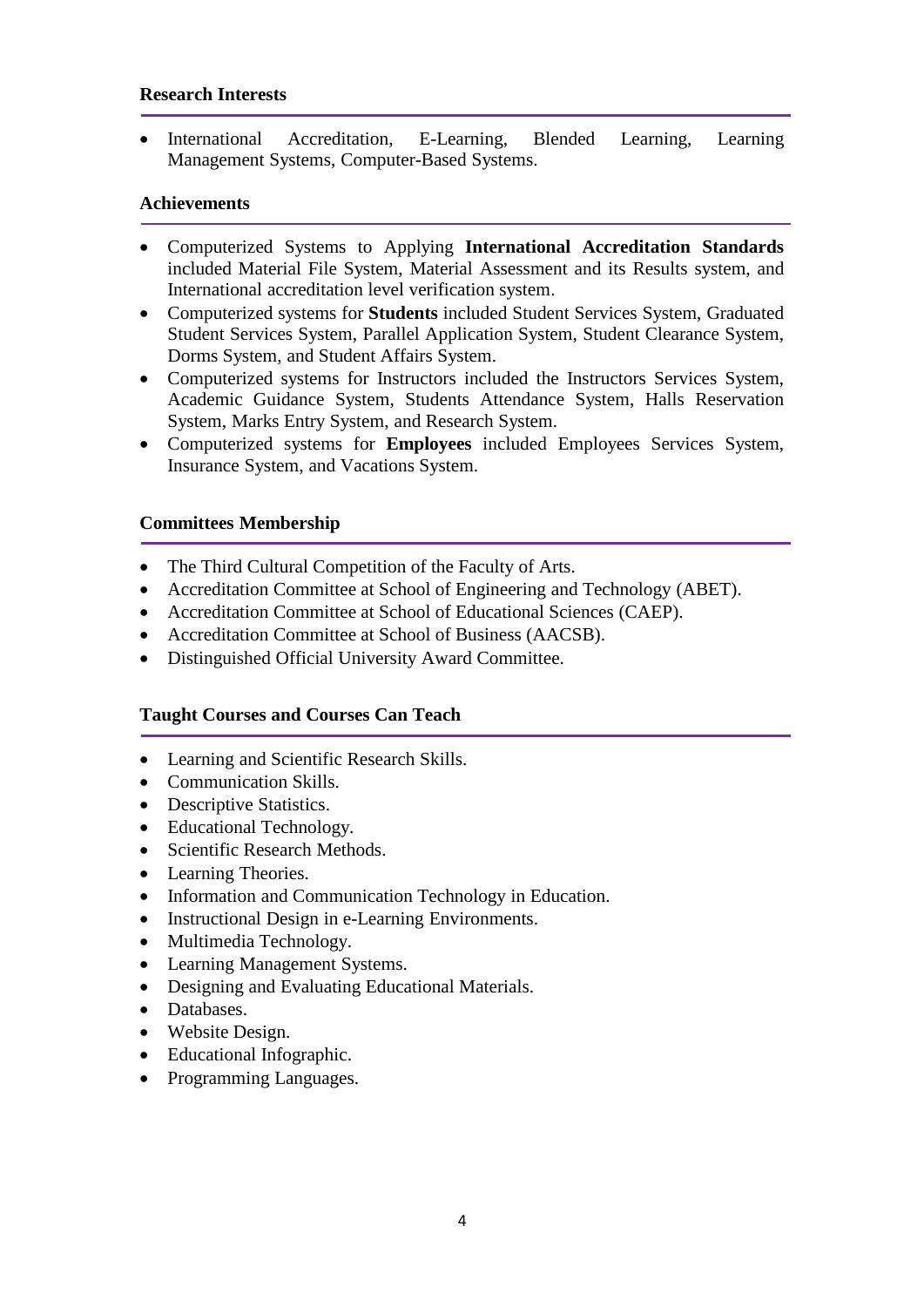### Research Interests

- International Accreditation, E-Learning, Blended Learning, Learning Management Systems, Computer-Based Systems.

### Achievements

- Computerized Systems to Applying **International Accreditation Standards** included Material File System, Material Assessment and its Results system, and International accreditation level verification system.
- Computerized systems for **Students** included Student Services System, Graduated Student Services System, Parallel Application System, Student Clearance System, Dorms System, and Student Affairs System.
- Computerized systems for Instructors included the Instructors Services System, Academic Guidance System, Students Attendance System, Halls Reservation System, Marks Entry System, and Research System.
- Computerized systems for **Employees** included Employees Services System, Insurance System, and Vacations System.

### Committees Membership

- The Third Cultural Competition of the Faculty of Arts.
- Accreditation Committee at School of Engineering and Technology (ABET).
- Accreditation Committee at School of Educational Sciences (CAEP).
- Accreditation Committee at School of Business (AACSB).
- Distinguished Official University Award Committee.

### Taught Courses and Courses Can Teach

- Learning and Scientific Research Skills.
- Communication Skills.
- Descriptive Statistics.
- Educational Technology.
- Scientific Research Methods.
- Learning Theories.
- Information and Communication Technology in Education.
- Instructional Design in e-Learning Environments.
- Multimedia Technology.
- Learning Management Systems.
- Designing and Evaluating Educational Materials.
- Databases.
- Website Design.
- Educational Infographic.
- Programming Languages.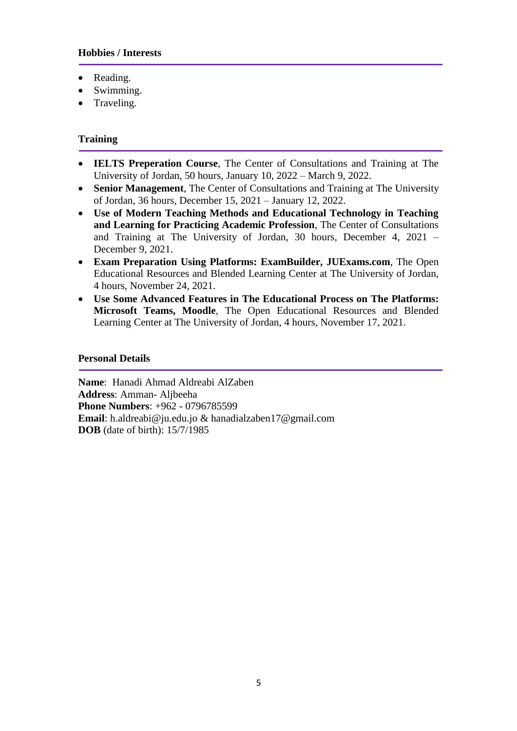### Hobbies / Interests

- Reading.
- Swimming.
- Traveling.

### Training

- **IELTS Preperation Course**, The Center of Consultations and Training at The University of Jordan, 50 hours, January 10, 2022 – March 9, 2022.
- **Senior Management**, The Center of Consultations and Training at The University of Jordan, 36 hours, December 15, 2021 – January 12, 2022.
- **Use of Modern Teaching Methods and Educational Technology in Teaching and Learning for Practicing Academic Profession**, The Center of Consultations and Training at The University of Jordan, 30 hours, December 4, 2021 – December 9, 2021.
- **Exam Preparation Using Platforms: ExamBuilder, JUExams.com**, The Open Educational Resources and Blended Learning Center at The University of Jordan, 4 hours, November 24, 2021.
- **Use Some Advanced Features in The Educational Process on The Platforms: Microsoft Teams, Moodle**, The Open Educational Resources and Blended Learning Center at The University of Jordan, 4 hours, November 17, 2021.

### Personal Details

**Name**: Hanadi Ahmad Aldreabi AlZaben
**Address**: Amman- Aljbeeha
**Phone Numbers**: +962 - 0796785599
**Email**: h.aldreabi@ju.edu.jo & hanadialzaben17@gmail.com
**DOB** (date of birth): 15/7/1985